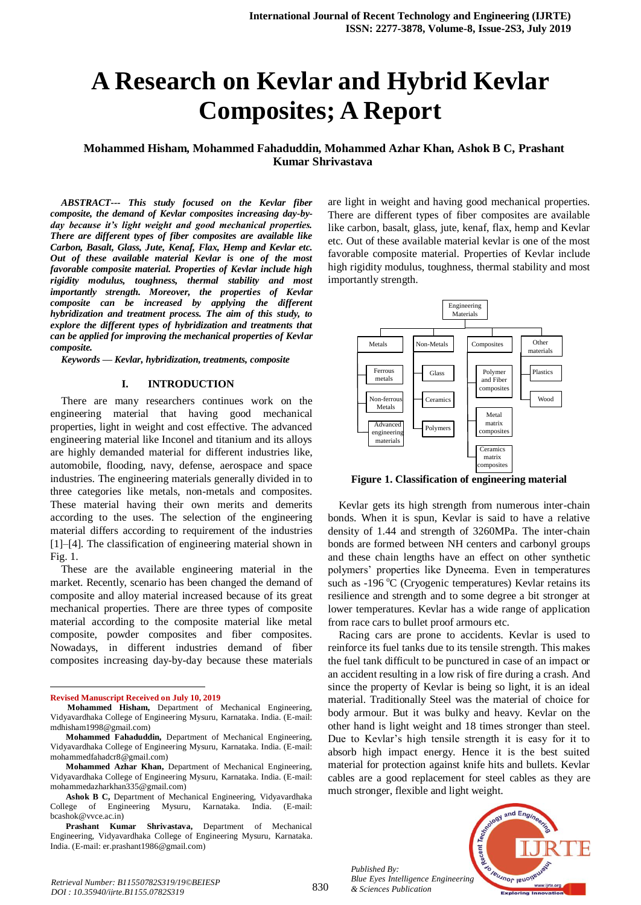# A Research on Kevlar and Hybrid Kevlar Composites; A Report

**Mohammed Hisham, Mohammed Fahaduddin, Mohammed Azhar Khan, Ashok B C, Prashant Kumar Shrivastava**

***ABSTRACT--- This study focused on the Kevlar fiber composite, the demand of Kevlar composites increasing day-by-day because it's light weight and good mechanical properties. There are different types of fiber composites are available like Carbon, Basalt, Glass, Jute, Kenaf, Flax, Hemp and Kevlar etc. Out of these available material Kevlar is one of the most favorable composite material. Properties of Kevlar include high rigidity modulus, toughness, thermal stability and most importantly strength. Moreover, the properties of Kevlar composite can be increased by applying the different hybridization and treatment process. The aim of this study, to explore the different types of hybridization and treatments that can be applied for improving the mechanical properties of Kevlar composite.***

***Keywords — Kevlar, hybridization, treatments, composite***

## I. INTRODUCTION

There are many researchers continues work on the engineering material that having good mechanical properties, light in weight and cost effective. The advanced engineering material like Inconel and titanium and its alloys are highly demanded material for different industries like, automobile, flooding, navy, defense, aerospace and space industries. The engineering materials generally divided in to three categories like metals, non-metals and composites. These material having their own merits and demerits according to the uses. The selection of the engineering material differs according to requirement of the industries [1]–[4]. The classification of engineering material shown in Fig. 1.

These are the available engineering material in the market. Recently, scenario has been changed the demand of composite and alloy material increased because of its great mechanical properties. There are three types of composite material according to the composite material like metal composite, powder composites and fiber composites. Nowadays, in different industries demand of fiber composites increasing day-by-day because these materials are light in weight and having good mechanical properties. There are different types of fiber composites are available like carbon, basalt, glass, jute, kenaf, flax, hemp and Kevlar etc. Out of these available material kevlar is one of the most favorable composite material. Properties of Kevlar include high rigidity modulus, toughness, thermal stability and most importantly strength.

- Engineering Materials
  - Metals
    - Ferrous metals
    - Non-ferrous Metals
    - Advanced engineering materials
  - Non-Metals
    - Glass
    - Ceramics
    - Polymers
  - Composites
    - Polymer and Fiber composites
    - Metal matrix composites
    - Ceramics matrix composites
  - Other materials
    - Plastics
    - Wood

**Figure 1. Classification of engineering material**

Kevlar gets its high strength from numerous inter-chain bonds. When it is spun, Kevlar is said to have a relative density of 1.44 and strength of 3260MPa. The inter-chain bonds are formed between NH centers and carbonyl groups and these chain lengths have an effect on other synthetic polymers' properties like Dyneema. Even in temperatures such as -196 $^{o}$C (Cryogenic temperatures) Kevlar retains its resilience and strength and to some degree a bit stronger at lower temperatures. Kevlar has a wide range of application from race cars to bullet proof armours etc.

Racing cars are prone to accidents. Kevlar is used to reinforce its fuel tanks due to its tensile strength. This makes the fuel tank difficult to be punctured in case of an impact or an accident resulting in a low risk of fire during a crash. And since the property of Kevlar is being so light, it is an ideal material. Traditionally Steel was the material of choice for body armour. But it was bulky and heavy. Kevlar on the other hand is light weight and 18 times stronger than steel. Due to Kevlar's high tensile strength it is easy for it to absorb high impact energy. Hence it is the best suited material for protection against knife hits and bullets. Kevlar cables are a good replacement for steel cables as they are much stronger, flexible and light weight.

---

**Revised Manuscript Received on July 10, 2019**

**Mohammed Hisham,** Department of Mechanical Engineering, Vidyavardhaka College of Engineering Mysuru, Karnataka. India. (E-mail: mdhisham1998@gmail.com)

**Mohammed Fahaduddin,** Department of Mechanical Engineering, Vidyavardhaka College of Engineering Mysuru, Karnataka. India. (E-mail: mohammedfahadcr8@gmail.com)

**Mohammed Azhar Khan,** Department of Mechanical Engineering, Vidyavardhaka College of Engineering Mysuru, Karnataka. India. (E-mail: mohammedazharkhan335@gmail.com)

**Ashok B C,** Department of Mechanical Engineering, Vidyavardhaka College of Engineering Mysuru, Karnataka. India. (E-mail: bcashok@vvce.ac.in)

**Prashant Kumar Shrivastava,** Department of Mechanical Engineering, Vidyavardhaka College of Engineering Mysuru, Karnataka. India. (E-mail: er.prashant1986@gmail.com)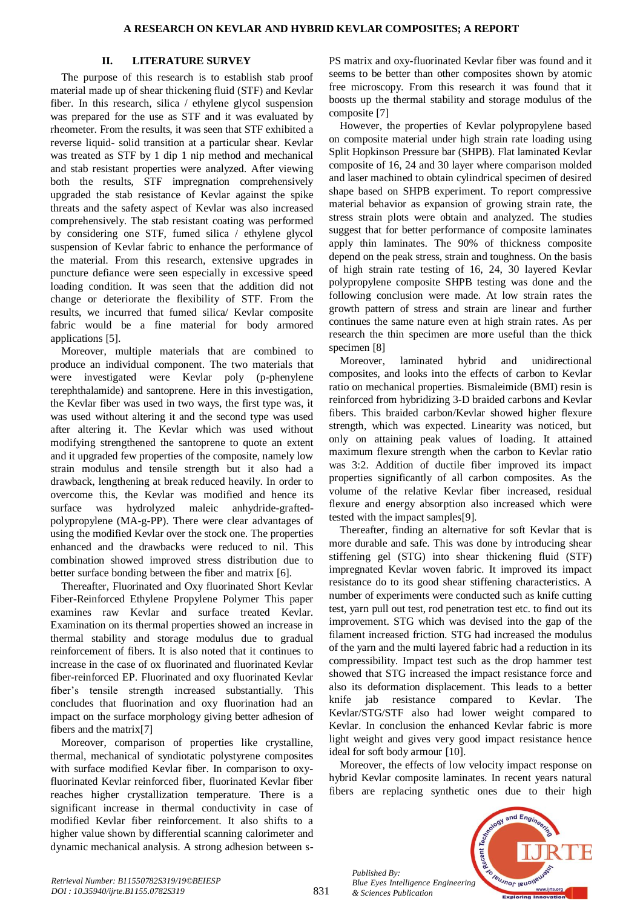## II. LITERATURE SURVEY

The purpose of this research is to establish stab proof material made up of shear thickening fluid (STF) and Kevlar fiber. In this research, silica / ethylene glycol suspension was prepared for the use as STF and it was evaluated by rheometer. From the results, it was seen that STF exhibited a reverse liquid- solid transition at a particular shear. Kevlar was treated as STF by 1 dip 1 nip method and mechanical and stab resistant properties were analyzed. After viewing both the results, STF impregnation comprehensively upgraded the stab resistance of Kevlar against the spike threats and the safety aspect of Kevlar was also increased comprehensively. The stab resistant coating was performed by considering one STF, fumed silica / ethylene glycol suspension of Kevlar fabric to enhance the performance of the material. From this research, extensive upgrades in puncture defiance were seen especially in excessive speed loading condition. It was seen that the addition did not change or deteriorate the flexibility of STF. From the results, we incurred that fumed silica/ Kevlar composite fabric would be a fine material for body armored applications [5].

Moreover, multiple materials that are combined to produce an individual component. The two materials that were investigated were Kevlar poly (p-phenylene terephthalamide) and santoprene. Here in this investigation, the Kevlar fiber was used in two ways, the first type was, it was used without altering it and the second type was used after altering it. The Kevlar which was used without modifying strengthened the santoprene to quote an extent and it upgraded few properties of the composite, namely low strain modulus and tensile strength but it also had a drawback, lengthening at break reduced heavily. In order to overcome this, the Kevlar was modified and hence its surface was hydrolyzed maleic anhydride-grafted-polypropylene (MA-g-PP). There were clear advantages of using the modified Kevlar over the stock one. The properties enhanced and the drawbacks were reduced to nil. This combination showed improved stress distribution due to better surface bonding between the fiber and matrix [6].

Thereafter, Fluorinated and Oxy fluorinated Short Kevlar Fiber-Reinforced Ethylene Propylene Polymer This paper examines raw Kevlar and surface treated Kevlar. Examination on its thermal properties showed an increase in thermal stability and storage modulus due to gradual reinforcement of fibers. It is also noted that it continues to increase in the case of ox fluorinated and fluorinated Kevlar fiber-reinforced EP. Fluorinated and oxy fluorinated Kevlar fiber's tensile strength increased substantially. This concludes that fluorination and oxy fluorination had an impact on the surface morphology giving better adhesion of fibers and the matrix[7]

Moreover, comparison of properties like crystalline, thermal, mechanical of syndiotatic polystyrene composites with surface modified Kevlar fiber. In comparison to oxy-fluorinated Kevlar reinforced fiber, fluorinated Kevlar fiber reaches higher crystallization temperature. There is a significant increase in thermal conductivity in case of modified Kevlar fiber reinforcement. It also shifts to a higher value shown by differential scanning calorimeter and dynamic mechanical analysis. A strong adhesion between s-PS matrix and oxy-fluorinated Kevlar fiber was found and it seems to be better than other composites shown by atomic free microscopy. From this research it was found that it boosts up the thermal stability and storage modulus of the composite [7]

However, the properties of Kevlar polypropylene based on composite material under high strain rate loading using Split Hopkinson Pressure bar (SHPB). Flat laminated Kevlar composite of 16, 24 and 30 layer where comparison molded and laser machined to obtain cylindrical specimen of desired shape based on SHPB experiment. To report compressive material behavior as expansion of growing strain rate, the stress strain plots were obtain and analyzed. The studies suggest that for better performance of composite laminates apply thin laminates. The 90% of thickness composite depend on the peak stress, strain and toughness. On the basis of high strain rate testing of 16, 24, 30 layered Kevlar polypropylene composite SHPB testing was done and the following conclusion were made. At low strain rates the growth pattern of stress and strain are linear and further continues the same nature even at high strain rates. As per research the thin specimen are more useful than the thick specimen [8]

Moreover, laminated hybrid and unidirectional composites, and looks into the effects of carbon to Kevlar ratio on mechanical properties. Bismaleimide (BMI) resin is reinforced from hybridizing 3-D braided carbons and Kevlar fibers. This braided carbon/Kevlar showed higher flexure strength, which was expected. Linearity was noticed, but only on attaining peak values of loading. It attained maximum flexure strength when the carbon to Kevlar ratio was 3:2. Addition of ductile fiber improved its impact properties significantly of all carbon composites. As the volume of the relative Kevlar fiber increased, residual flexure and energy absorption also increased which were tested with the impact samples[9].

Thereafter, finding an alternative for soft Kevlar that is more durable and safe. This was done by introducing shear stiffening gel (STG) into shear thickening fluid (STF) impregnated Kevlar woven fabric. It improved its impact resistance do to its good shear stiffening characteristics. A number of experiments were conducted such as knife cutting test, yarn pull out test, rod penetration test etc. to find out its improvement. STG which was devised into the gap of the filament increased friction. STG had increased the modulus of the yarn and the multi layered fabric had a reduction in its compressibility. Impact test such as the drop hammer test showed that STG increased the impact resistance force and also its deformation displacement. This leads to a better knife jab resistance compared to Kevlar. The Kevlar/STG/STF also had lower weight compared to Kevlar. In conclusion the enhanced Kevlar fabric is more light weight and gives very good impact resistance hence ideal for soft body armour [10].

Moreover, the effects of low velocity impact response on hybrid Kevlar composite laminates. In recent years natural fibers are replacing synthetic ones due to their high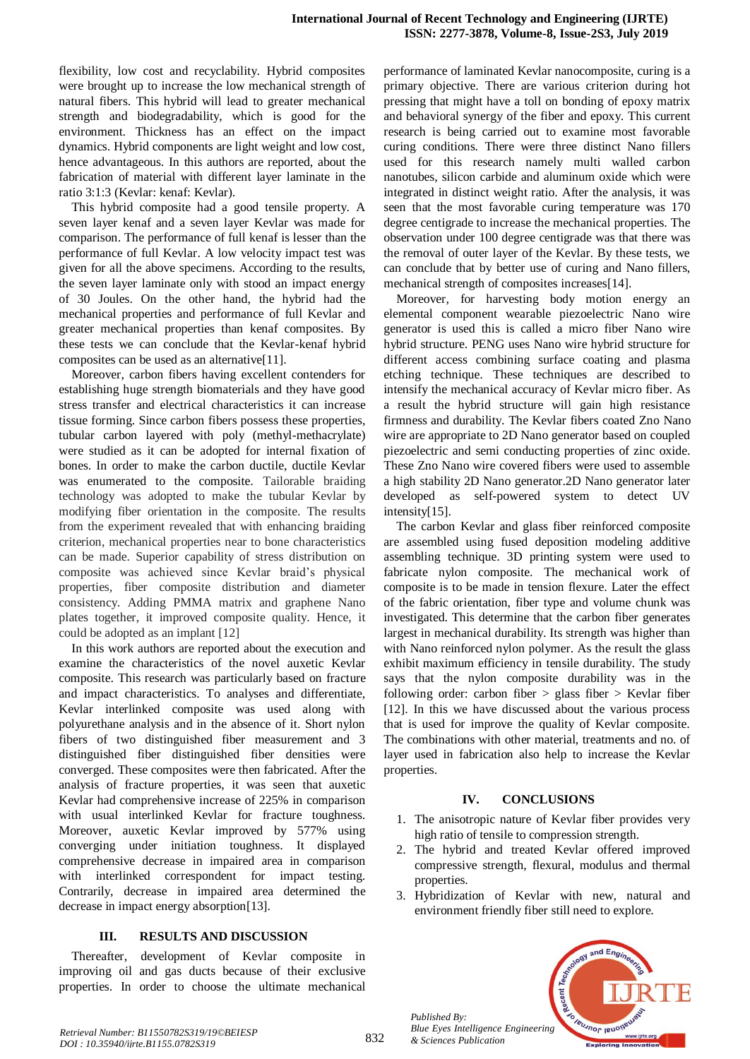flexibility, low cost and recyclability. Hybrid composites were brought up to increase the low mechanical strength of natural fibers. This hybrid will lead to greater mechanical strength and biodegradability, which is good for the environment. Thickness has an effect on the impact dynamics. Hybrid components are light weight and low cost, hence advantageous. In this authors are reported, about the fabrication of material with different layer laminate in the ratio 3:1:3 (Kevlar: kenaf: Kevlar).

This hybrid composite had a good tensile property. A seven layer kenaf and a seven layer Kevlar was made for comparison. The performance of full kenaf is lesser than the performance of full Kevlar. A low velocity impact test was given for all the above specimens. According to the results, the seven layer laminate only with stood an impact energy of 30 Joules. On the other hand, the hybrid had the mechanical properties and performance of full Kevlar and greater mechanical properties than kenaf composites. By these tests we can conclude that the Kevlar-kenaf hybrid composites can be used as an alternative[11].

Moreover, carbon fibers having excellent contenders for establishing huge strength biomaterials and they have good stress transfer and electrical characteristics it can increase tissue forming. Since carbon fibers possess these properties, tubular carbon layered with poly (methyl-methacrylate) were studied as it can be adopted for internal fixation of bones. In order to make the carbon ductile, ductile Kevlar was enumerated to the composite. Tailorable braiding technology was adopted to make the tubular Kevlar by modifying fiber orientation in the composite. The results from the experiment revealed that with enhancing braiding criterion, mechanical properties near to bone characteristics can be made. Superior capability of stress distribution on composite was achieved since Kevlar braid's physical properties, fiber composite distribution and diameter consistency. Adding PMMA matrix and graphene Nano plates together, it improved composite quality. Hence, it could be adopted as an implant [12]

In this work authors are reported about the execution and examine the characteristics of the novel auxetic Kevlar composite. This research was particularly based on fracture and impact characteristics. To analyses and differentiate, Kevlar interlinked composite was used along with polyurethane analysis and in the absence of it. Short nylon fibers of two distinguished fiber measurement and 3 distinguished fiber distinguished fiber densities were converged. These composites were then fabricated. After the analysis of fracture properties, it was seen that auxetic Kevlar had comprehensive increase of 225% in comparison with usual interlinked Kevlar for fracture toughness. Moreover, auxetic Kevlar improved by 577% using converging under initiation toughness. It displayed comprehensive decrease in impaired area in comparison with interlinked correspondent for impact testing. Contrarily, decrease in impaired area determined the decrease in impact energy absorption[13].

## III. RESULTS AND DISCUSSION

Thereafter, development of Kevlar composite in improving oil and gas ducts because of their exclusive properties. In order to choose the ultimate mechanical performance of laminated Kevlar nanocomposite, curing is a primary objective. There are various criterion during hot pressing that might have a toll on bonding of epoxy matrix and behavioral synergy of the fiber and epoxy. This current research is being carried out to examine most favorable curing conditions. There were three distinct Nano fillers used for this research namely multi walled carbon nanotubes, silicon carbide and aluminum oxide which were integrated in distinct weight ratio. After the analysis, it was seen that the most favorable curing temperature was 170 degree centigrade to increase the mechanical properties. The observation under 100 degree centigrade was that there was the removal of outer layer of the Kevlar. By these tests, we can conclude that by better use of curing and Nano fillers, mechanical strength of composites increases[14].

Moreover, for harvesting body motion energy an elemental component wearable piezoelectric Nano wire generator is used this is called a micro fiber Nano wire hybrid structure. PENG uses Nano wire hybrid structure for different access combining surface coating and plasma etching technique. These techniques are described to intensify the mechanical accuracy of Kevlar micro fiber. As a result the hybrid structure will gain high resistance firmness and durability. The Kevlar fibers coated Zno Nano wire are appropriate to 2D Nano generator based on coupled piezoelectric and semi conducting properties of zinc oxide. These Zno Nano wire covered fibers were used to assemble a high stability 2D Nano generator.2D Nano generator later developed as self-powered system to detect UV intensity[15].

The carbon Kevlar and glass fiber reinforced composite are assembled using fused deposition modeling additive assembling technique. 3D printing system were used to fabricate nylon composite. The mechanical work of composite is to be made in tension flexure. Later the effect of the fabric orientation, fiber type and volume chunk was investigated. This determine that the carbon fiber generates largest in mechanical durability. Its strength was higher than with Nano reinforced nylon polymer. As the result the glass exhibit maximum efficiency in tensile durability. The study says that the nylon composite durability was in the following order: carbon fiber > glass fiber > Kevlar fiber [12]. In this we have discussed about the various process that is used for improve the quality of Kevlar composite. The combinations with other material, treatments and no. of layer used in fabrication also help to increase the Kevlar properties.

## IV. CONCLUSIONS

1. The anisotropic nature of Kevlar fiber provides very high ratio of tensile to compression strength.
2. The hybrid and treated Kevlar offered improved compressive strength, flexural, modulus and thermal properties.
3. Hybridization of Kevlar with new, natural and environment friendly fiber still need to explore.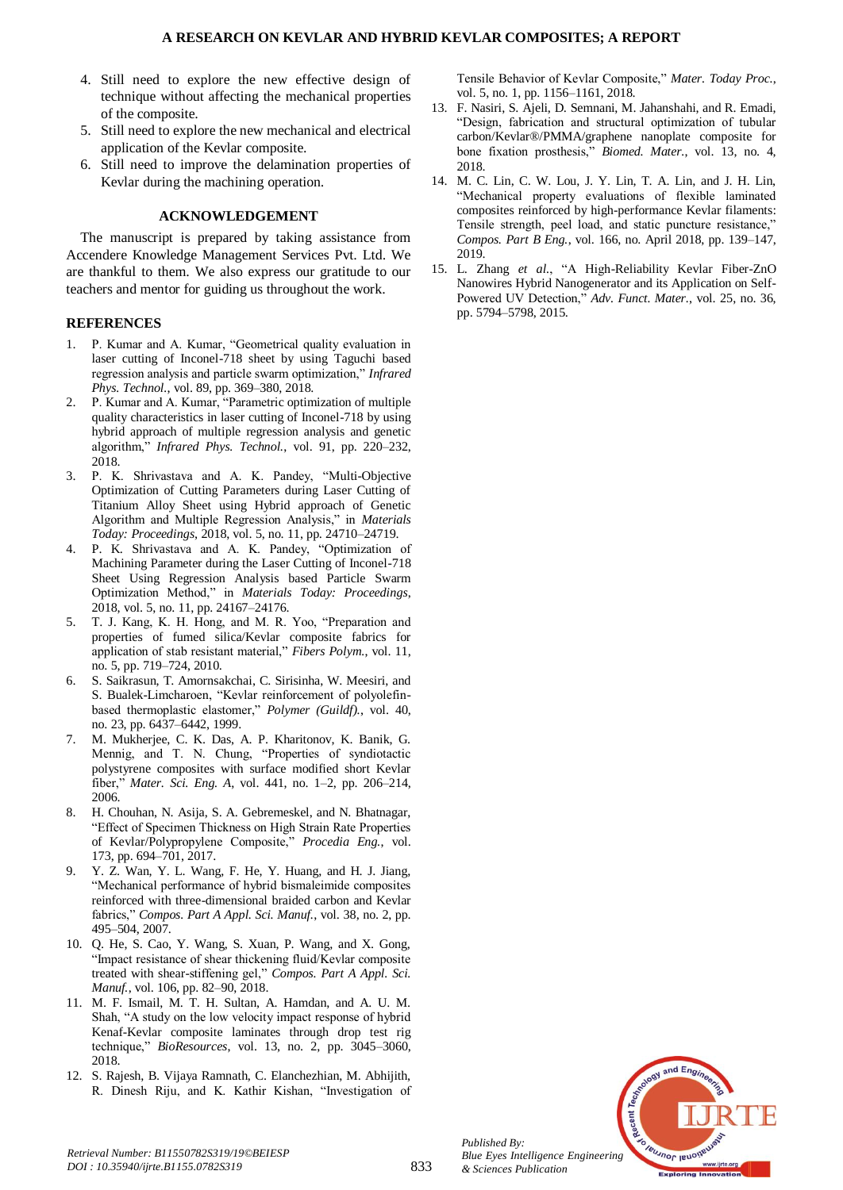4. Still need to explore the new effective design of technique without affecting the mechanical properties of the composite.
5. Still need to explore the new mechanical and electrical application of the Kevlar composite.
6. Still need to improve the delamination properties of Kevlar during the machining operation.

## ACKNOWLEDGEMENT

The manuscript is prepared by taking assistance from Accendere Knowledge Management Services Pvt. Ltd. We are thankful to them. We also express our gratitude to our teachers and mentor for guiding us throughout the work.

## REFERENCES

1. P. Kumar and A. Kumar, "Geometrical quality evaluation in laser cutting of Inconel-718 sheet by using Taguchi based regression analysis and particle swarm optimization," *Infrared Phys. Technol.*, vol. 89, pp. 369–380, 2018.
2. P. Kumar and A. Kumar, "Parametric optimization of multiple quality characteristics in laser cutting of Inconel-718 by using hybrid approach of multiple regression analysis and genetic algorithm," *Infrared Phys. Technol.*, vol. 91, pp. 220–232, 2018.
3. P. K. Shrivastava and A. K. Pandey, "Multi-Objective Optimization of Cutting Parameters during Laser Cutting of Titanium Alloy Sheet using Hybrid approach of Genetic Algorithm and Multiple Regression Analysis," in *Materials Today: Proceedings*, 2018, vol. 5, no. 11, pp. 24710–24719.
4. P. K. Shrivastava and A. K. Pandey, "Optimization of Machining Parameter during the Laser Cutting of Inconel-718 Sheet Using Regression Analysis based Particle Swarm Optimization Method," in *Materials Today: Proceedings*, 2018, vol. 5, no. 11, pp. 24167–24176.
5. T. J. Kang, K. H. Hong, and M. R. Yoo, "Preparation and properties of fumed silica/Kevlar composite fabrics for application of stab resistant material," *Fibers Polym.*, vol. 11, no. 5, pp. 719–724, 2010.
6. S. Saikrasun, T. Amornsakchai, C. Sirisinha, W. Meesiri, and S. Bualek-Limcharoen, "Kevlar reinforcement of polyolefin-based thermoplastic elastomer," *Polymer (Guildf).*, vol. 40, no. 23, pp. 6437–6442, 1999.
7. M. Mukherjee, C. K. Das, A. P. Kharitonov, K. Banik, G. Mennig, and T. N. Chung, "Properties of syndiotactic polystyrene composites with surface modified short Kevlar fiber," *Mater. Sci. Eng. A*, vol. 441, no. 1–2, pp. 206–214, 2006.
8. H. Chouhan, N. Asija, S. A. Gebremeskel, and N. Bhatnagar, "Effect of Specimen Thickness on High Strain Rate Properties of Kevlar/Polypropylene Composite," *Procedia Eng.*, vol. 173, pp. 694–701, 2017.
9. Y. Z. Wan, Y. L. Wang, F. He, Y. Huang, and H. J. Jiang, "Mechanical performance of hybrid bismaleimide composites reinforced with three-dimensional braided carbon and Kevlar fabrics," *Compos. Part A Appl. Sci. Manuf.*, vol. 38, no. 2, pp. 495–504, 2007.
10. Q. He, S. Cao, Y. Wang, S. Xuan, P. Wang, and X. Gong, "Impact resistance of shear thickening fluid/Kevlar composite treated with shear-stiffening gel," *Compos. Part A Appl. Sci. Manuf.*, vol. 106, pp. 82–90, 2018.
11. M. F. Ismail, M. T. H. Sultan, A. Hamdan, and A. U. M. Shah, "A study on the low velocity impact response of hybrid Kenaf-Kevlar composite laminates through drop test rig technique," *BioResources*, vol. 13, no. 2, pp. 3045–3060, 2018.
12. S. Rajesh, B. Vijaya Ramnath, C. Elanchezhian, M. Abhijith, R. Dinesh Riju, and K. Kathir Kishan, "Investigation of Tensile Behavior of Kevlar Composite," *Mater. Today Proc.*, vol. 5, no. 1, pp. 1156–1161, 2018.
13. F. Nasiri, S. Ajeli, D. Semnani, M. Jahanshahi, and R. Emadi, "Design, fabrication and structural optimization of tubular carbon/Kevlar®/PMMA/graphene nanoplate composite for bone fixation prosthesis," *Biomed. Mater.*, vol. 13, no. 4, 2018.
14. M. C. Lin, C. W. Lou, J. Y. Lin, T. A. Lin, and J. H. Lin, "Mechanical property evaluations of flexible laminated composites reinforced by high-performance Kevlar filaments: Tensile strength, peel load, and static puncture resistance," *Compos. Part B Eng.*, vol. 166, no. April 2018, pp. 139–147, 2019.
15. L. Zhang *et al.*, "A High-Reliability Kevlar Fiber-ZnO Nanowires Hybrid Nanogenerator and its Application on Self-Powered UV Detection," *Adv. Funct. Mater.*, vol. 25, no. 36, pp. 5794–5798, 2015.